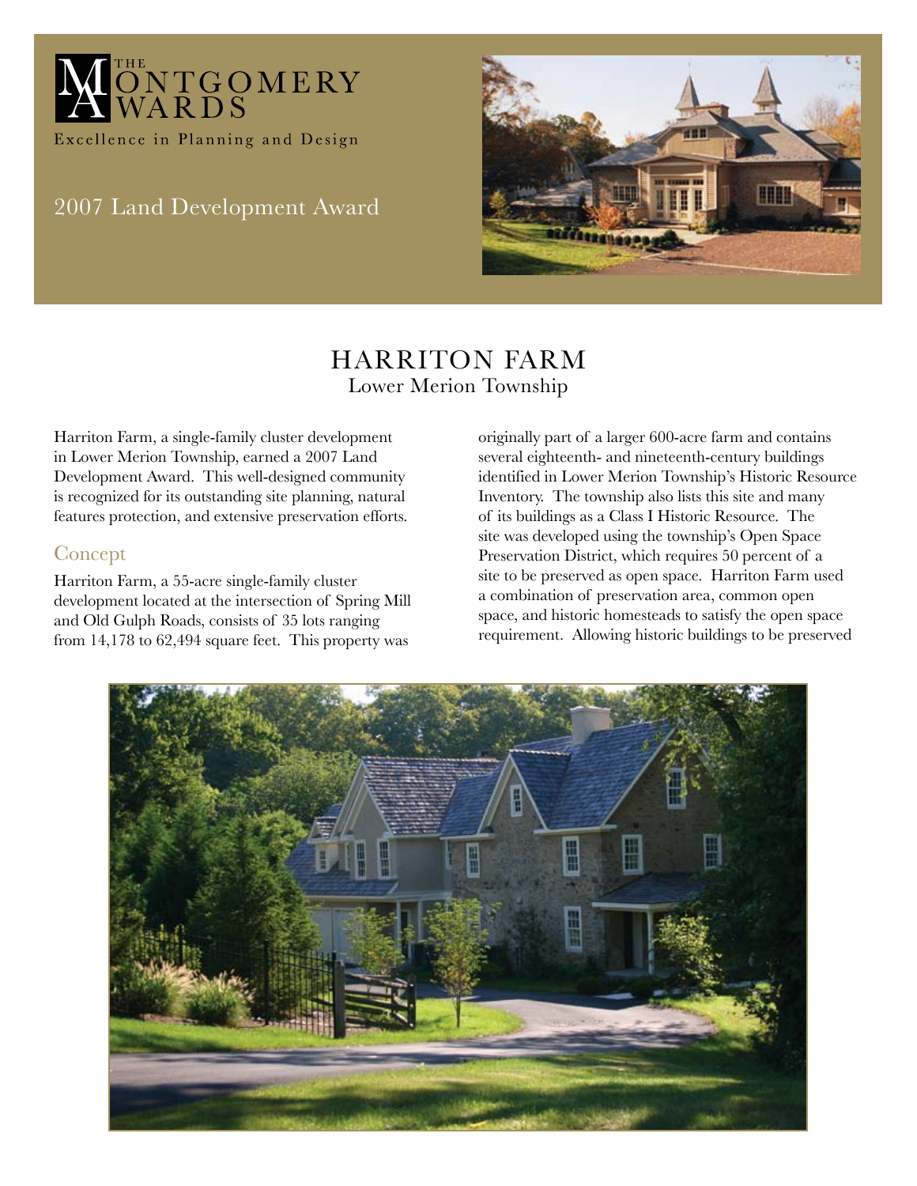THE MONTGOMERY AWARDS

Excellence in Planning and Design

2007 Land Development Award

# HARRITON FARM

Lower Merion Township

Harriton Farm, a single-family cluster development in Lower Merion Township, earned a 2007 Land Development Award. This well-designed community is recognized for its outstanding site planning, natural features protection, and extensive preservation efforts.

## Concept

Harriton Farm, a 55-acre single-family cluster development located at the intersection of Spring Mill and Old Gulph Roads, consists of 35 lots ranging from 14,178 to 62,494 square feet. This property was originally part of a larger 600-acre farm and contains several eighteenth- and nineteenth-century buildings identified in Lower Merion Township's Historic Resource Inventory. The township also lists this site and many of its buildings as a Class I Historic Resource. The site was developed using the township's Open Space Preservation District, which requires 50 percent of a site to be preserved as open space. Harriton Farm used a combination of preservation area, common open space, and historic homesteads to satisfy the open space requirement. Allowing historic buildings to be preserved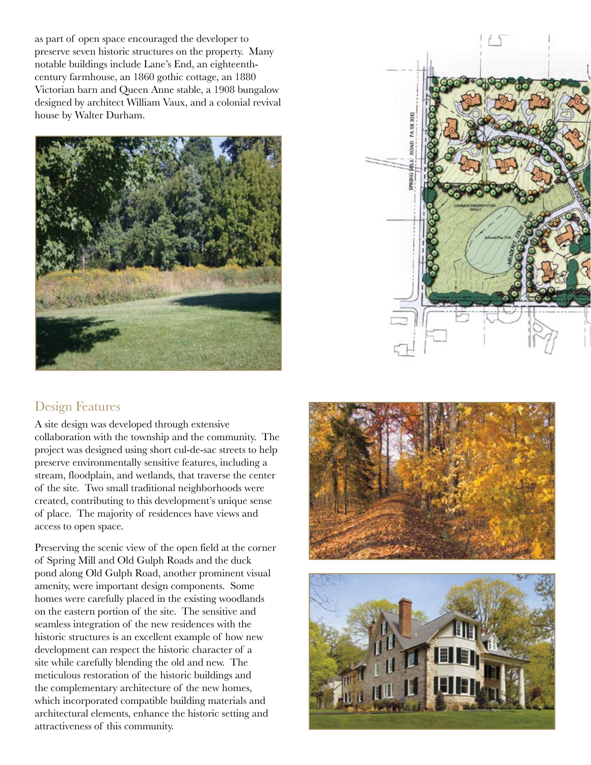as part of open space encouraged the developer to preserve seven historic structures on the property. Many notable buildings include Lane's End, an eighteenth-century farmhouse, an 1860 gothic cottage, an 1880 Victorian barn and Queen Anne stable, a 1908 bungalow designed by architect William Vaux, and a colonial revival house by Walter Durham.

## Design Features

A site design was developed through extensive collaboration with the township and the community. The project was designed using short cul-de-sac streets to help preserve environmentally sensitive features, including a stream, floodplain, and wetlands, that traverse the center of the site. Two small traditional neighborhoods were created, contributing to this development's unique sense of place. The majority of residences have views and access to open space.

Preserving the scenic view of the open field at the corner of Spring Mill and Old Gulph Roads and the duck pond along Old Gulph Road, another prominent visual amenity, were important design components. Some homes were carefully placed in the existing woodlands on the eastern portion of the site. The sensitive and seamless integration of the new residences with the historic structures is an excellent example of how new development can respect the historic character of a site while carefully blending the old and new. The meticulous restoration of the historic buildings and the complementary architecture of the new homes, which incorporated compatible building materials and architectural elements, enhance the historic setting and attractiveness of this community.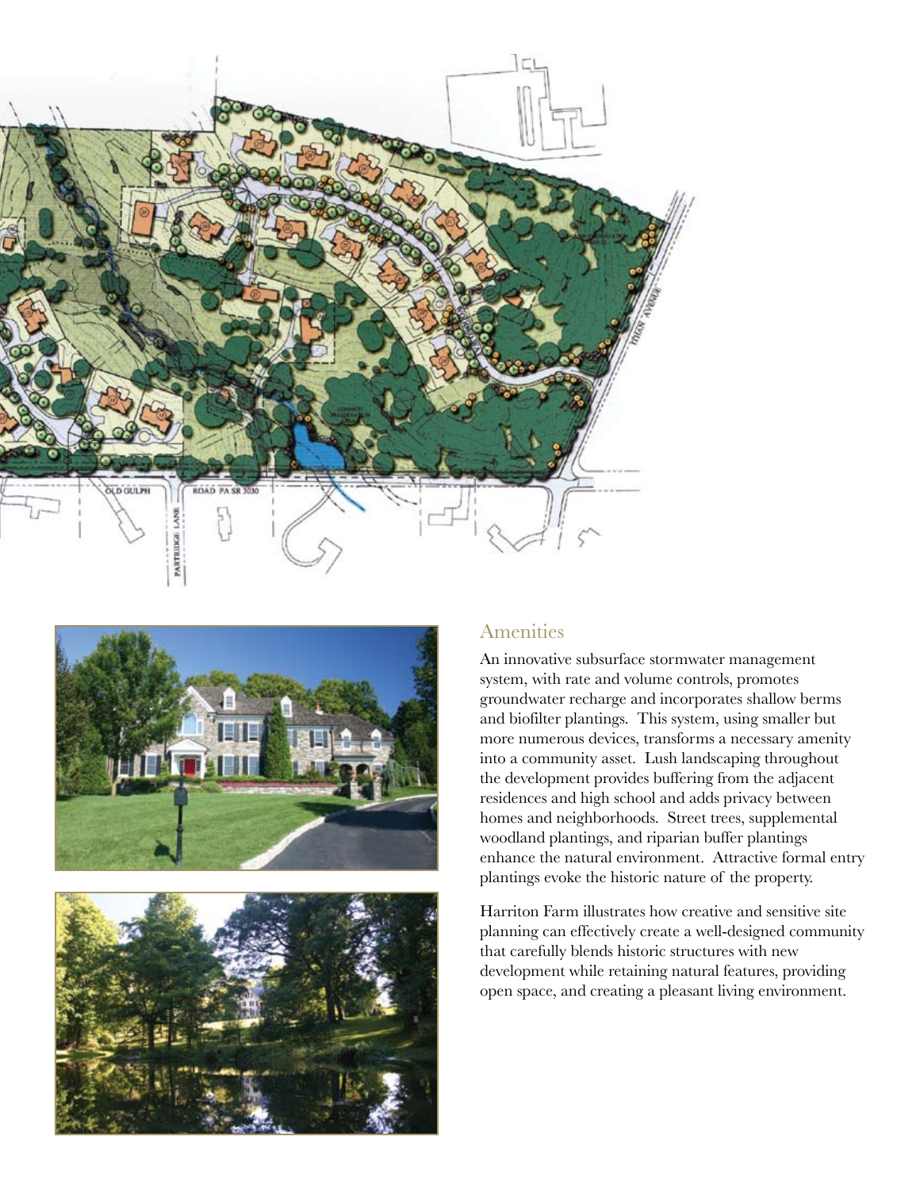## Amenities

An innovative subsurface stormwater management system, with rate and volume controls, promotes groundwater recharge and incorporates shallow berms and biofilter plantings. This system, using smaller but more numerous devices, transforms a necessary amenity into a community asset. Lush landscaping throughout the development provides buffering from the adjacent residences and high school and adds privacy between homes and neighborhoods. Street trees, supplemental woodland plantings, and riparian buffer plantings enhance the natural environment. Attractive formal entry plantings evoke the historic nature of the property.

Harriton Farm illustrates how creative and sensitive site planning can effectively create a well-designed community that carefully blends historic structures with new development while retaining natural features, providing open space, and creating a pleasant living environment.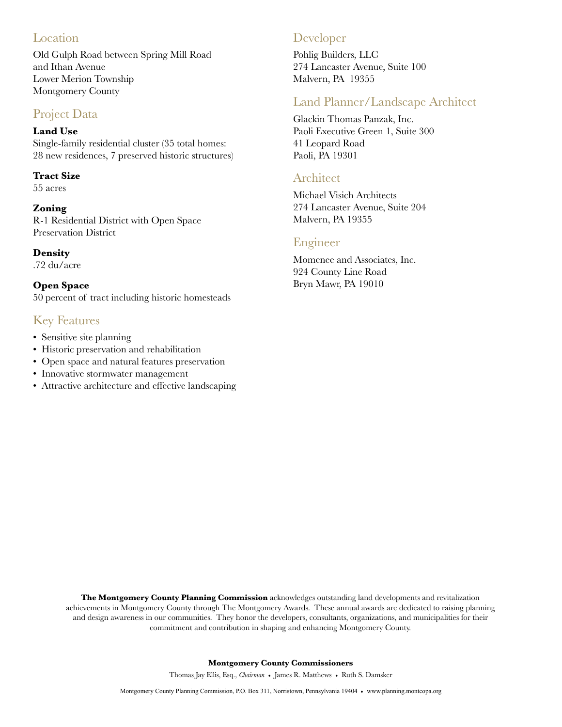## Location

Old Gulph Road between Spring Mill Road and Ithan Avenue
Lower Merion Township
Montgomery County

## Project Data

**Land Use**
Single-family residential cluster (35 total homes: 28 new residences, 7 preserved historic structures)

**Tract Size**
55 acres

**Zoning**
R-1 Residential District with Open Space Preservation District

**Density**
.72 du/acre

**Open Space**
50 percent of tract including historic homesteads

## Key Features

- Sensitive site planning
- Historic preservation and rehabilitation
- Open space and natural features preservation
- Innovative stormwater management
- Attractive architecture and effective landscaping

## Developer

Pohlig Builders, LLC
274 Lancaster Avenue, Suite 100
Malvern, PA 19355

## Land Planner/Landscape Architect

Glackin Thomas Panzak, Inc.
Paoli Executive Green 1, Suite 300
41 Leopard Road
Paoli, PA 19301

## Architect

Michael Visich Architects
274 Lancaster Avenue, Suite 204
Malvern, PA 19355

## Engineer

Momenee and Associates, Inc.
924 County Line Road
Bryn Mawr, PA 19010

**The Montgomery County Planning Commission** acknowledges outstanding land developments and revitalization achievements in Montgomery County through The Montgomery Awards. These annual awards are dedicated to raising planning and design awareness in our communities. They honor the developers, consultants, organizations, and municipalities for their commitment and contribution in shaping and enhancing Montgomery County.

**Montgomery County Commissioners**

Thomas Jay Ellis, Esq., *Chairman* • James R. Matthews • Ruth S. Damsker

Montgomery County Planning Commission, P.O. Box 311, Norristown, Pennsylvania 19404 • www.planning.montcopa.org